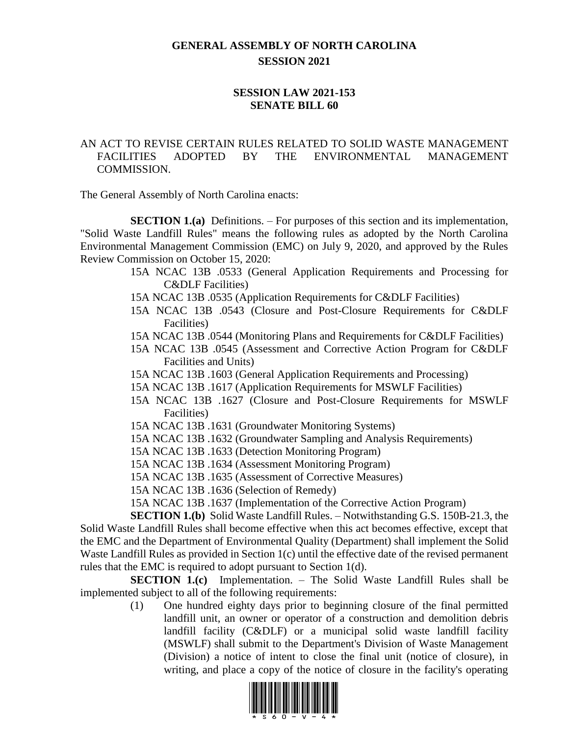# GENERAL ASSEMBLY OF NORTH CAROLINA
## SESSION 2021

### SESSION LAW 2021-153
### SENATE BILL 60

AN ACT TO REVISE CERTAIN RULES RELATED TO SOLID WASTE MANAGEMENT FACILITIES ADOPTED BY THE ENVIRONMENTAL MANAGEMENT COMMISSION.

The General Assembly of North Carolina enacts:

**SECTION 1.(a)** Definitions. – For purposes of this section and its implementation, "Solid Waste Landfill Rules" means the following rules as adopted by the North Carolina Environmental Management Commission (EMC) on July 9, 2020, and approved by the Rules Review Commission on October 15, 2020:

15A NCAC 13B .0533 (General Application Requirements and Processing for C&DLF Facilities)
15A NCAC 13B .0535 (Application Requirements for C&DLF Facilities)
15A NCAC 13B .0543 (Closure and Post-Closure Requirements for C&DLF Facilities)
15A NCAC 13B .0544 (Monitoring Plans and Requirements for C&DLF Facilities)
15A NCAC 13B .0545 (Assessment and Corrective Action Program for C&DLF Facilities and Units)
15A NCAC 13B .1603 (General Application Requirements and Processing)
15A NCAC 13B .1617 (Application Requirements for MSWLF Facilities)
15A NCAC 13B .1627 (Closure and Post-Closure Requirements for MSWLF Facilities)
15A NCAC 13B .1631 (Groundwater Monitoring Systems)
15A NCAC 13B .1632 (Groundwater Sampling and Analysis Requirements)
15A NCAC 13B .1633 (Detection Monitoring Program)
15A NCAC 13B .1634 (Assessment Monitoring Program)
15A NCAC 13B .1635 (Assessment of Corrective Measures)
15A NCAC 13B .1636 (Selection of Remedy)
15A NCAC 13B .1637 (Implementation of the Corrective Action Program)

**SECTION 1.(b)** Solid Waste Landfill Rules. – Notwithstanding G.S. 150B-21.3, the Solid Waste Landfill Rules shall become effective when this act becomes effective, except that the EMC and the Department of Environmental Quality (Department) shall implement the Solid Waste Landfill Rules as provided in Section 1(c) until the effective date of the revised permanent rules that the EMC is required to adopt pursuant to Section 1(d).

**SECTION 1.(c)** Implementation. – The Solid Waste Landfill Rules shall be implemented subject to all of the following requirements:

(1) One hundred eighty days prior to beginning closure of the final permitted landfill unit, an owner or operator of a construction and demolition debris landfill facility (C&DLF) or a municipal solid waste landfill facility (MSWLF) shall submit to the Department's Division of Waste Management (Division) a notice of intent to close the final unit (notice of closure), in writing, and place a copy of the notice of closure in the facility's operating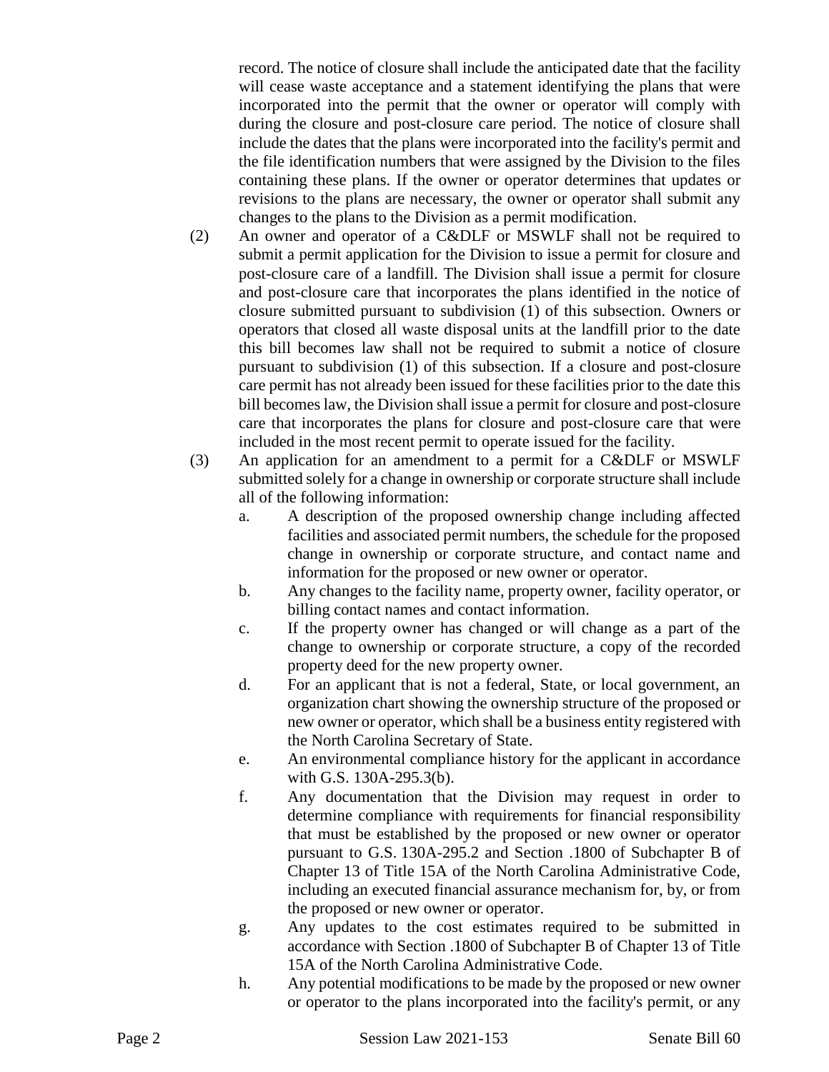record. The notice of closure shall include the anticipated date that the facility will cease waste acceptance and a statement identifying the plans that were incorporated into the permit that the owner or operator will comply with during the closure and post-closure care period. The notice of closure shall include the dates that the plans were incorporated into the facility's permit and the file identification numbers that were assigned by the Division to the files containing these plans. If the owner or operator determines that updates or revisions to the plans are necessary, the owner or operator shall submit any changes to the plans to the Division as a permit modification.

(2) An owner and operator of a C&DLF or MSWLF shall not be required to submit a permit application for the Division to issue a permit for closure and post-closure care of a landfill. The Division shall issue a permit for closure and post-closure care that incorporates the plans identified in the notice of closure submitted pursuant to subdivision (1) of this subsection. Owners or operators that closed all waste disposal units at the landfill prior to the date this bill becomes law shall not be required to submit a notice of closure pursuant to subdivision (1) of this subsection. If a closure and post-closure care permit has not already been issued for these facilities prior to the date this bill becomes law, the Division shall issue a permit for closure and post-closure care that incorporates the plans for closure and post-closure care that were included in the most recent permit to operate issued for the facility.

(3) An application for an amendment to a permit for a C&DLF or MSWLF submitted solely for a change in ownership or corporate structure shall include all of the following information:

a. A description of the proposed ownership change including affected facilities and associated permit numbers, the schedule for the proposed change in ownership or corporate structure, and contact name and information for the proposed or new owner or operator.

b. Any changes to the facility name, property owner, facility operator, or billing contact names and contact information.

c. If the property owner has changed or will change as a part of the change to ownership or corporate structure, a copy of the recorded property deed for the new property owner.

d. For an applicant that is not a federal, State, or local government, an organization chart showing the ownership structure of the proposed or new owner or operator, which shall be a business entity registered with the North Carolina Secretary of State.

e. An environmental compliance history for the applicant in accordance with G.S. 130A-295.3(b).

f. Any documentation that the Division may request in order to determine compliance with requirements for financial responsibility that must be established by the proposed or new owner or operator pursuant to G.S. 130A-295.2 and Section .1800 of Subchapter B of Chapter 13 of Title 15A of the North Carolina Administrative Code, including an executed financial assurance mechanism for, by, or from the proposed or new owner or operator.

g. Any updates to the cost estimates required to be submitted in accordance with Section .1800 of Subchapter B of Chapter 13 of Title 15A of the North Carolina Administrative Code.

h. Any potential modifications to be made by the proposed or new owner or operator to the plans incorporated into the facility's permit, or any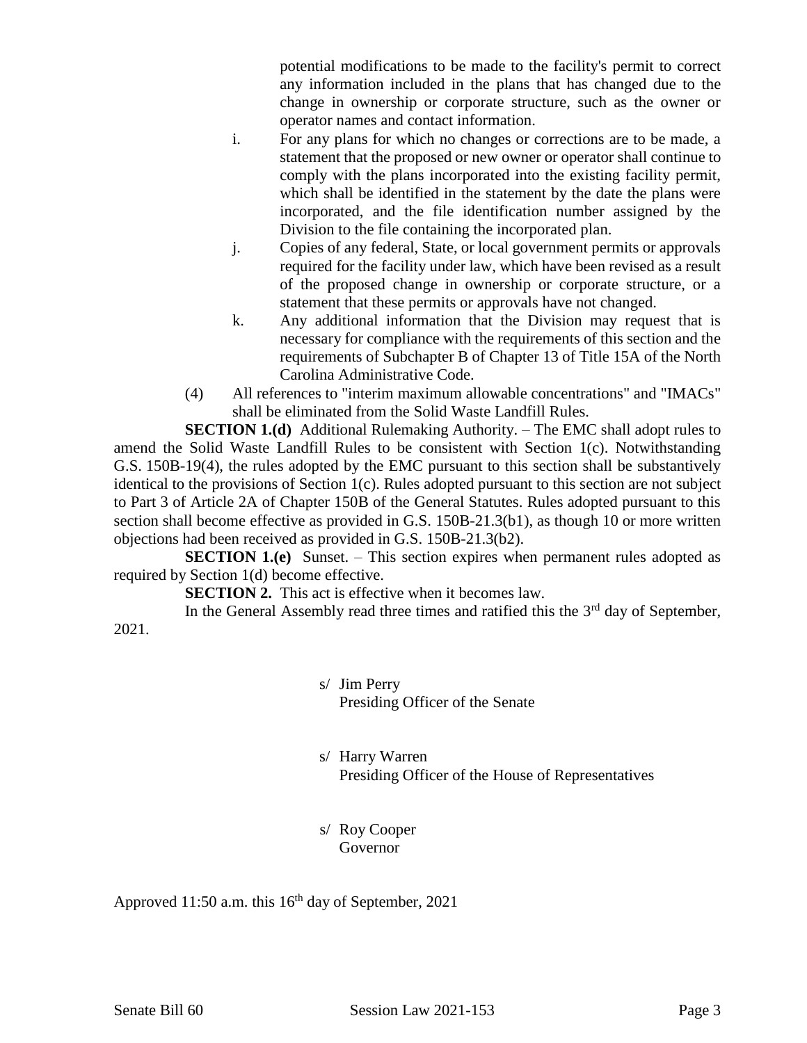potential modifications to be made to the facility's permit to correct any information included in the plans that has changed due to the change in ownership or corporate structure, such as the owner or operator names and contact information.

i. For any plans for which no changes or corrections are to be made, a statement that the proposed or new owner or operator shall continue to comply with the plans incorporated into the existing facility permit, which shall be identified in the statement by the date the plans were incorporated, and the file identification number assigned by the Division to the file containing the incorporated plan.

j. Copies of any federal, State, or local government permits or approvals required for the facility under law, which have been revised as a result of the proposed change in ownership or corporate structure, or a statement that these permits or approvals have not changed.

k. Any additional information that the Division may request that is necessary for compliance with the requirements of this section and the requirements of Subchapter B of Chapter 13 of Title 15A of the North Carolina Administrative Code.

(4) All references to "interim maximum allowable concentrations" and "IMACs" shall be eliminated from the Solid Waste Landfill Rules.

**SECTION 1.(d)** Additional Rulemaking Authority. – The EMC shall adopt rules to amend the Solid Waste Landfill Rules to be consistent with Section 1(c). Notwithstanding G.S. 150B-19(4), the rules adopted by the EMC pursuant to this section shall be substantively identical to the provisions of Section 1(c). Rules adopted pursuant to this section are not subject to Part 3 of Article 2A of Chapter 150B of the General Statutes. Rules adopted pursuant to this section shall become effective as provided in G.S. 150B-21.3(b1), as though 10 or more written objections had been received as provided in G.S. 150B-21.3(b2).

**SECTION 1.(e)** Sunset. – This section expires when permanent rules adopted as required by Section 1(d) become effective.

**SECTION 2.** This act is effective when it becomes law.

In the General Assembly read three times and ratified this the 3rd day of September, 2021.

s/ Jim Perry
Presiding Officer of the Senate

s/ Harry Warren
Presiding Officer of the House of Representatives

s/ Roy Cooper
Governor

Approved 11:50 a.m. this 16th day of September, 2021